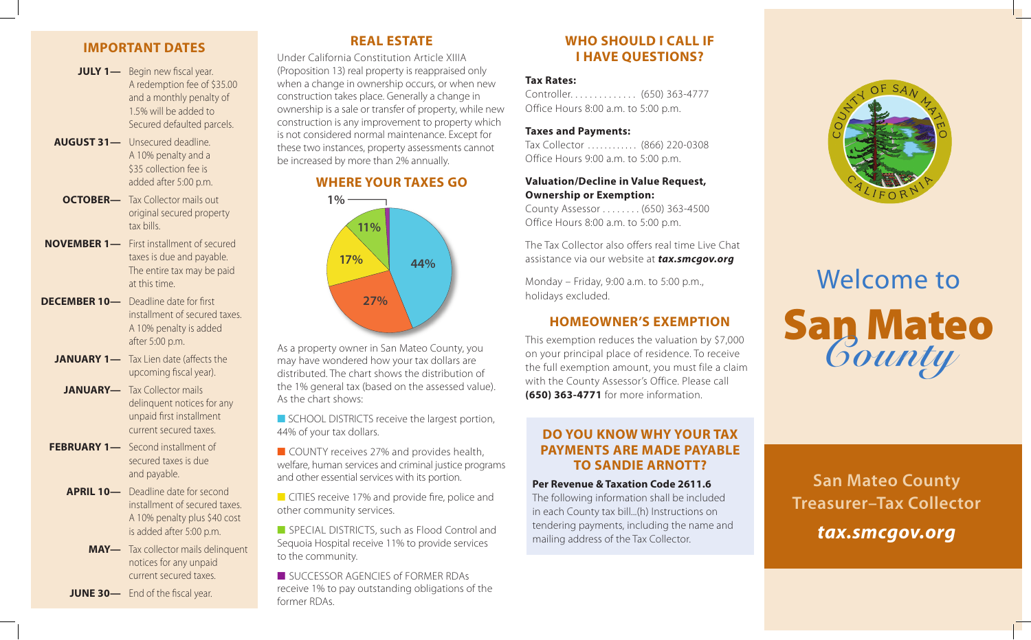## IMPORTANT DATES

**JULY 1—** Begin new fiscal year. A redemption fee of $35.00 and a monthly penalty of 1.5% will be added to Secured defaulted parcels.

**AUGUST 31—** Unsecured deadline. A 10% penalty and a $35 collection fee is added after 5:00 p.m.

**OCTOBER—** Tax Collector mails out original secured property tax bills.

**NOVEMBER 1—** First installment of secured taxes is due and payable. The entire tax may be paid at this time.

**DECEMBER 10—** Deadline date for first installment of secured taxes. A 10% penalty is added after 5:00 p.m.

**JANUARY 1—** Tax Lien date (affects the upcoming fiscal year).

**JANUARY—** Tax Collector mails delinquent notices for any unpaid first installment current secured taxes.

**FEBRUARY 1—** Second installment of secured taxes is due and payable.

**APRIL 10—** Deadline date for second installment of secured taxes. A 10% penalty plus $40 cost is added after 5:00 p.m.

**MAY—** Tax collector mails delinquent notices for any unpaid current secured taxes.

**JUNE 30—** End of the fiscal year.

## REAL ESTATE

Under California Constitution Article XIIIA (Proposition 13) real property is reappraised only when a change in ownership occurs, or when new construction takes place. Generally a change in ownership is a sale or transfer of property, while new construction is any improvement to property which is not considered normal maintenance. Except for these two instances, property assessments cannot be increased by more than 2% annually.

## WHERE YOUR TAXES GO

1% | 11% | 17% | 44% | 27%

As a property owner in San Mateo County, you may have wondered how your tax dollars are distributed. The chart shows the distribution of the 1% general tax (based on the assessed value). As the chart shows:

- SCHOOL DISTRICTS receive the largest portion, 44% of your tax dollars.
- COUNTY receives 27% and provides health, welfare, human services and criminal justice programs and other essential services with its portion.
- CITIES receive 17% and provide fire, police and other community services.
- SPECIAL DISTRICTS, such as Flood Control and Sequoia Hospital receive 11% to provide services to the community.
- SUCCESSOR AGENCIES of FORMER RDAs receive 1% to pay outstanding obligations of the former RDAs.

## WHO SHOULD I CALL IF I HAVE QUESTIONS?

**Tax Rates:**
Controller. . . . . . . . . . . . . (650) 363-4777
Office Hours 8:00 a.m. to 5:00 p.m.

**Taxes and Payments:**
Tax Collector . . . . . . . . . . . (866) 220-0308
Office Hours 9:00 a.m. to 5:00 p.m.

**Valuation/Decline in Value Request, Ownership or Exemption:**
County Assessor . . . . . . . . (650) 363-4500
Office Hours 8:00 a.m. to 5:00 p.m.

The Tax Collector also offers real time Live Chat assistance via our website at ***tax.smcgov.org***

Monday – Friday, 9:00 a.m. to 5:00 p.m., holidays excluded.

## HOMEOWNER'S EXEMPTION

This exemption reduces the valuation by $7,000 on your principal place of residence. To receive the full exemption amount, you must file a claim with the County Assessor's Office. Please call **(650) 363-4771** for more information.

## DO YOU KNOW WHY YOUR TAX PAYMENTS ARE MADE PAYABLE TO SANDIE ARNOTT?

**Per Revenue & Taxation Code 2611.6**
The following information shall be included in each County tax bill...(h) Instructions on tendering payments, including the name and mailing address of the Tax Collector.

COUNTY OF SAN MATEO CALIFORNIA

# Welcome to San Mateo County

## San Mateo County Treasurer–Tax Collector

***tax.smcgov.org***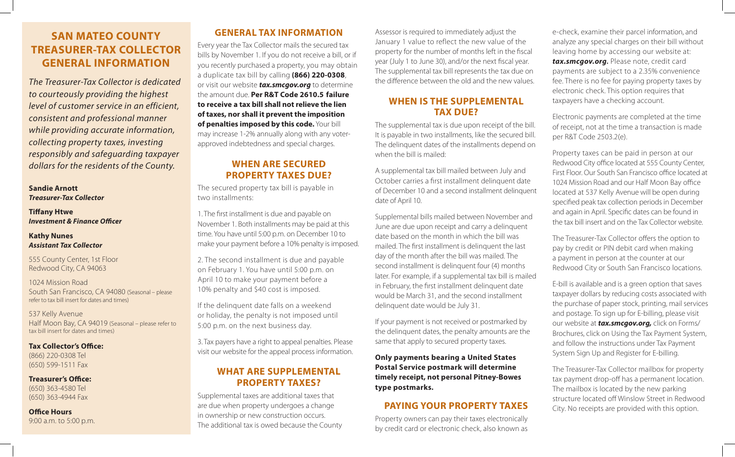# SAN MATEO COUNTY TREASURER-TAX COLLECTOR GENERAL INFORMATION

*The Treasurer-Tax Collector is dedicated to courteously providing the highest level of customer service in an efficient, consistent and professional manner while providing accurate information, collecting property taxes, investing responsibly and safeguarding taxpayer dollars for the residents of the County.*

**Sandie Arnott**
***Treasurer-Tax Collector***

**Tiffany Htwe**
***Investment & Finance Officer***

**Kathy Nunes**
***Assistant Tax Collector***

555 County Center, 1st Floor
Redwood City, CA 94063

1024 Mission Road
South San Francisco, CA 94080 (Seasonal – please refer to tax bill insert for dates and times)

537 Kelly Avenue
Half Moon Bay, CA 94019 (Seasonal – please refer to tax bill insert for dates and times)

**Tax Collector's Office:**
(866) 220-0308 Tel
(650) 599-1511 Fax

**Treasurer's Office:**
(650) 363-4580 Tel
(650) 363-4944 Fax

**Office Hours**
9:00 a.m. to 5:00 p.m.

## GENERAL TAX INFORMATION

Every year the Tax Collector mails the secured tax bills by November 1. If you do not receive a bill, or if you recently purchased a property, you may obtain a duplicate tax bill by calling **(866) 220-0308**, or visit our website ***tax.smcgov.org*** to determine the amount due. **Per R&T Code 2610.5 failure to receive a tax bill shall not relieve the lien of taxes, nor shall it prevent the imposition of penalties imposed by this code.** Your bill may increase 1-2% annually along with any voter-approved indebtedness and special charges.

## WHEN ARE SECURED PROPERTY TAXES DUE?

The secured property tax bill is payable in two installments:

1. The first installment is due and payable on November 1. Both installments may be paid at this time. You have until 5:00 p.m. on December 10 to make your payment before a 10% penalty is imposed.

2. The second installment is due and payable on February 1. You have until 5:00 p.m. on April 10 to make your payment before a 10% penalty and $40 cost is imposed.

If the delinquent date falls on a weekend or holiday, the penalty is not imposed until 5:00 p.m. on the next business day.

3. Tax payers have a right to appeal penalties. Please visit our website for the appeal process information.

## WHAT ARE SUPPLEMENTAL PROPERTY TAXES?

Supplemental taxes are additional taxes that are due when property undergoes a change in ownership or new construction occurs. The additional tax is owed because the County Assessor is required to immediately adjust the January 1 value to reflect the new value of the property for the number of months left in the fiscal year (July 1 to June 30), and/or the next fiscal year. The supplemental tax bill represents the tax due on the difference between the old and the new values.

## WHEN IS THE SUPPLEMENTAL TAX DUE?

The supplemental tax is due upon receipt of the bill. It is payable in two installments, like the secured bill. The delinquent dates of the installments depend on when the bill is mailed:

A supplemental tax bill mailed between July and October carries a first installment delinquent date of December 10 and a second installment delinquent date of April 10.

Supplemental bills mailed between November and June are due upon receipt and carry a delinquent date based on the month in which the bill was mailed. The first installment is delinquent the last day of the month after the bill was mailed. The second installment is delinquent four (4) months later. For example, if a supplemental tax bill is mailed in February, the first installment delinquent date would be March 31, and the second installment delinquent date would be July 31.

If your payment is not received or postmarked by the delinquent dates, the penalty amounts are the same that apply to secured property taxes.

**Only payments bearing a United States Postal Service postmark will determine timely receipt, not personal Pitney-Bowes type postmarks.**

## PAYING YOUR PROPERTY TAXES

Property owners can pay their taxes electronically by credit card or electronic check, also known as e-check, examine their parcel information, and analyze any special charges on their bill without leaving home by accessing our website at: ***tax.smcgov.org.*** Please note, credit card payments are subject to a 2.35% convenience fee. There is no fee for paying property taxes by electronic check. This option requires that taxpayers have a checking account.

Electronic payments are completed at the time of receipt, not at the time a transaction is made per R&T Code 2503.2(e).

Property taxes can be paid in person at our Redwood City office located at 555 County Center, First Floor. Our South San Francisco office located at 1024 Mission Road and our Half Moon Bay office located at 537 Kelly Avenue will be open during specified peak tax collection periods in December and again in April. Specific dates can be found in the tax bill insert and on the Tax Collector website.

The Treasurer-Tax Collector offers the option to pay by credit or PIN debit card when making a payment in person at the counter at our Redwood City or South San Francisco locations.

E-bill is available and is a green option that saves taxpayer dollars by reducing costs associated with the purchase of paper stock, printing, mail services and postage. To sign up for E-billing, please visit our website at ***tax.smcgov.org,*** click on Forms/Brochures, click on Using the Tax Payment System, and follow the instructions under Tax Payment System Sign Up and Register for E-billing.

The Treasurer-Tax Collector mailbox for property tax payment drop-off has a permanent location. The mailbox is located by the new parking structure located off Winslow Street in Redwood City. No receipts are provided with this option.